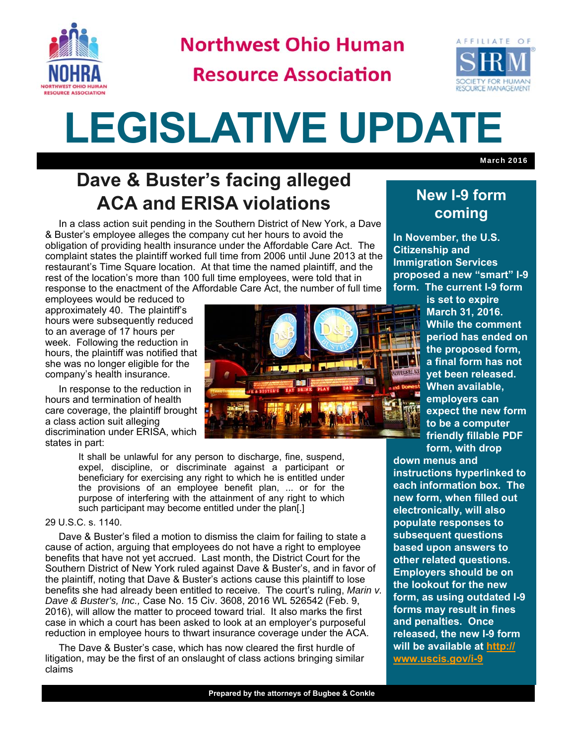# Northwest Ohio Human Resource Association

# LEGISLATIVE UPDATE

March 2016

## Dave & Buster's facing alleged ACA and ERISA violations

In a class action suit pending in the Southern District of New York, a Dave & Buster's employee alleges the company cut her hours to avoid the obligation of providing health insurance under the Affordable Care Act. The complaint states the plaintiff worked full time from 2006 until June 2013 at the restaurant's Time Square location. At that time the named plaintiff, and the rest of the location's more than 100 full time employees, were told that in response to the enactment of the Affordable Care Act, the number of full time employees would be reduced to approximately 40. The plaintiff's hours were subsequently reduced to an average of 17 hours per week. Following the reduction in hours, the plaintiff was notified that she was no longer eligible for the company's health insurance.

In response to the reduction in hours and termination of health care coverage, the plaintiff brought a class action suit alleging discrimination under ERISA, which states in part:

> It shall be unlawful for any person to discharge, fine, suspend, expel, discipline, or discriminate against a participant or beneficiary for exercising any right to which he is entitled under the provisions of an employee benefit plan, ... or for the purpose of interfering with the attainment of any right to which such participant may become entitled under the plan[.]

29 U.S.C. s. 1140.

Dave & Buster's filed a motion to dismiss the claim for failing to state a cause of action, arguing that employees do not have a right to employee benefits that have not yet accrued. Last month, the District Court for the Southern District of New York ruled against Dave & Buster's, and in favor of the plaintiff, noting that Dave & Buster's actions cause this plaintiff to lose benefits she had already been entitled to receive. The court's ruling, *Marin v. Dave & Buster's, Inc.,* Case No. 15 Civ. 3608, 2016 WL 526542 (Feb. 9, 2016), will allow the matter to proceed toward trial. It also marks the first case in which a court has been asked to look at an employer's purposeful reduction in employee hours to thwart insurance coverage under the ACA.

The Dave & Buster's case, which has now cleared the first hurdle of litigation, may be the first of an onslaught of class actions bringing similar claims

## New I-9 form coming

**In November, the U.S. Citizenship and Immigration Services proposed a new "smart" I-9 form. The current I-9 form is set to expire March 31, 2016. While the comment period has ended on the proposed form, a final form has not yet been released. When available, employers can expect the new form to be a computer friendly fillable PDF form, with drop down menus and instructions hyperlinked to each information box. The new form, when filled out electronically, will also populate responses to subsequent questions based upon answers to other related questions. Employers should be on the lookout for the new form, as using outdated I-9 forms may result in fines and penalties. Once released, the new I-9 form will be available at http://www.uscis.gov/i-9**

Prepared by the attorneys of Bugbee & Conkle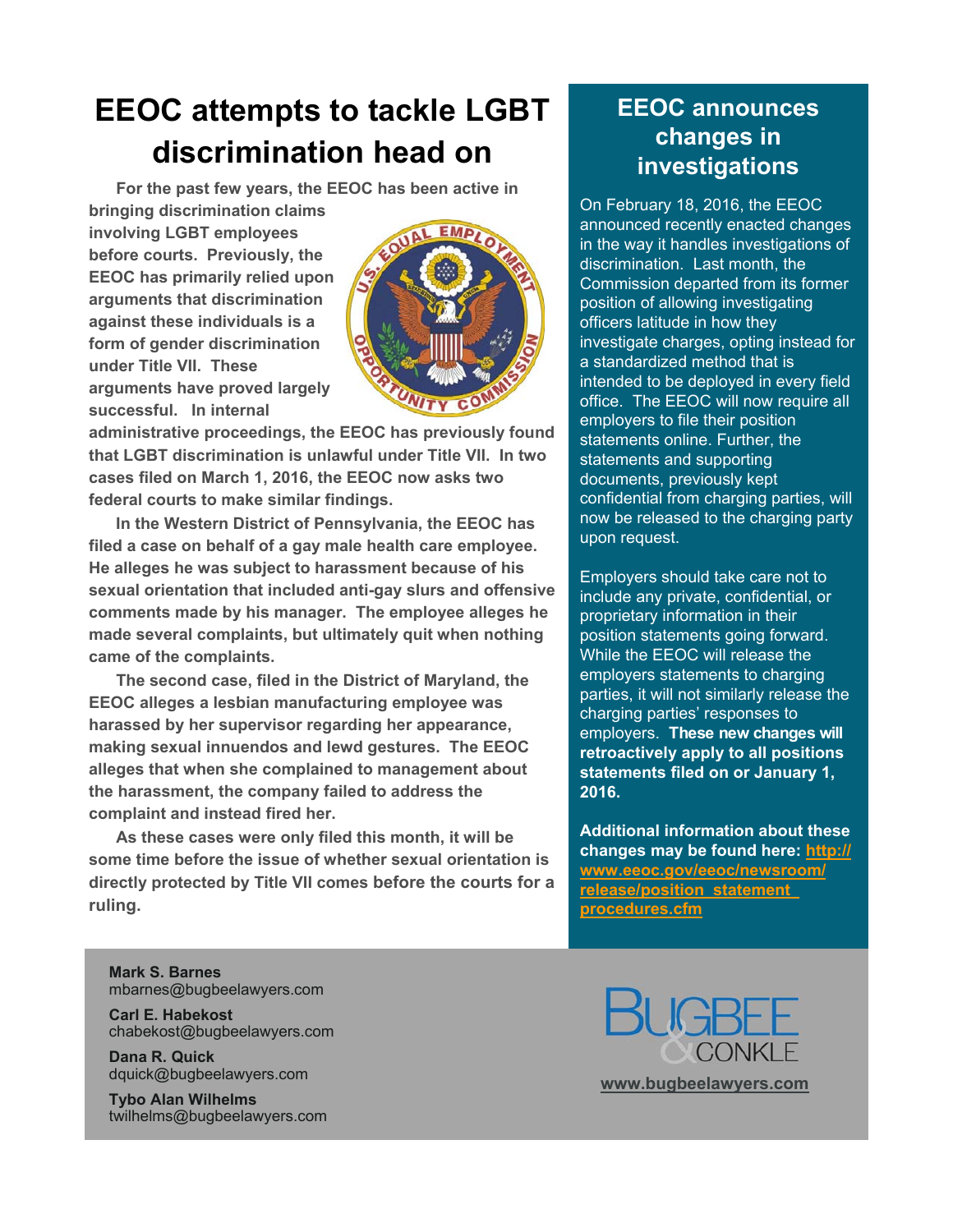# EEOC attempts to tackle LGBT discrimination head on

**For the past few years, the EEOC has been active in bringing discrimination claims involving LGBT employees before courts. Previously, the EEOC has primarily relied upon arguments that discrimination against these individuals is a form of gender discrimination under Title VII. These arguments have proved largely successful. In internal administrative proceedings, the EEOC has previously found that LGBT discrimination is unlawful under Title VII. In two cases filed on March 1, 2016, the EEOC now asks two federal courts to make similar findings.**

**In the Western District of Pennsylvania, the EEOC has filed a case on behalf of a gay male health care employee. He alleges he was subject to harassment because of his sexual orientation that included anti-gay slurs and offensive comments made by his manager. The employee alleges he made several complaints, but ultimately quit when nothing came of the complaints.**

**The second case, filed in the District of Maryland, the EEOC alleges a lesbian manufacturing employee was harassed by her supervisor regarding her appearance, making sexual innuendos and lewd gestures. The EEOC alleges that when she complained to management about the harassment, the company failed to address the complaint and instead fired her.**

**As these cases were only filed this month, it will be some time before the issue of whether sexual orientation is directly protected by Title VII comes before the courts for a ruling.**

## EEOC announces changes in investigations

On February 18, 2016, the EEOC announced recently enacted changes in the way it handles investigations of discrimination. Last month, the Commission departed from its former position of allowing investigating officers latitude in how they investigate charges, opting instead for a standardized method that is intended to be deployed in every field office. The EEOC will now require all employers to file their position statements online. Further, the statements and supporting documents, previously kept confidential from charging parties, will now be released to the charging party upon request.

Employers should take care not to include any private, confidential, or proprietary information in their position statements going forward. While the EEOC will release the employers statements to charging parties, it will not similarly release the charging parties' responses to employers. **These new changes will retroactively apply to all positions statements filed on or January 1, 2016.**

**Additional information about these changes may be found here: http://www.eeoc.gov/eeoc/newsroom/release/position_statement_procedures.cfm**

**Mark S. Barnes**
mbarnes@bugbeelawyers.com

**Carl E. Habekost**
chabekost@bugbeelawyers.com

**Dana R. Quick**
dquick@bugbeelawyers.com

**Tybo Alan Wilhelms**
twilhelms@bugbeelawyers.com

BUGBEE & CONKLE

**www.bugbeelawyers.com**